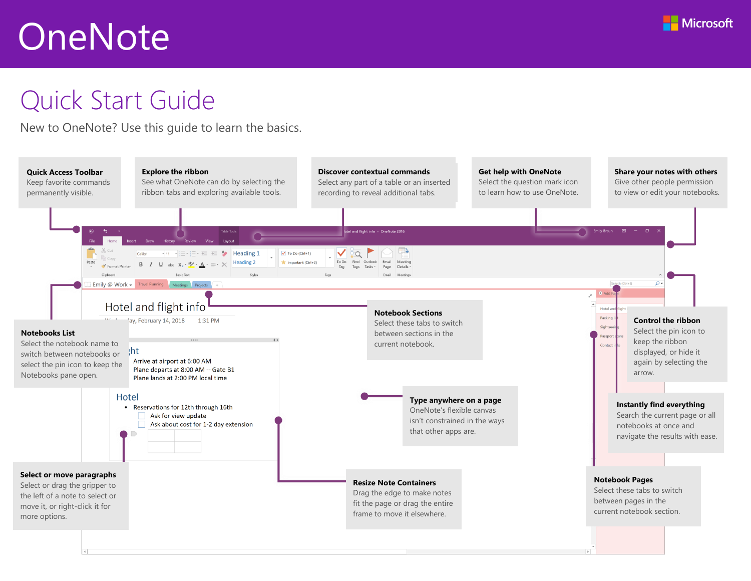# OneNote

Microsoft

## Quick Start Guide

New to OneNote? Use this guide to learn the basics.

**Quick Access Toolbar**
Keep favorite commands permanently visible.

**Explore the ribbon**
See what OneNote can do by selecting the ribbon tabs and exploring available tools.

**Discover contextual commands**
Select any part of a table or an inserted recording to reveal additional tabs.

**Get help with OneNote**
Select the question mark icon to learn how to use OneNote.

**Share your notes with others**
Give other people permission to view or edit your notebooks.

**Notebooks List**
Select the notebook name to switch between notebooks or select the pin icon to keep the Notebooks pane open.

**Notebook Sections**
Select these tabs to switch between sections in the current notebook.

**Control the ribbon**
Select the pin icon to keep the ribbon displayed, or hide it again by selecting the arrow.

**Type anywhere on a page**
OneNote's flexible canvas isn't constrained in the ways that other apps are.

**Instantly find everything**
Search the current page or all notebooks at once and navigate the results with ease.

**Select or move paragraphs**
Select or drag the gripper to the left of a note to select or move it, or right-click it for more options.

**Resize Note Containers**
Drag the edge to make notes fit the page or drag the entire frame to move it elsewhere.

**Notebook Pages**
Select these tabs to switch between pages in the current notebook section.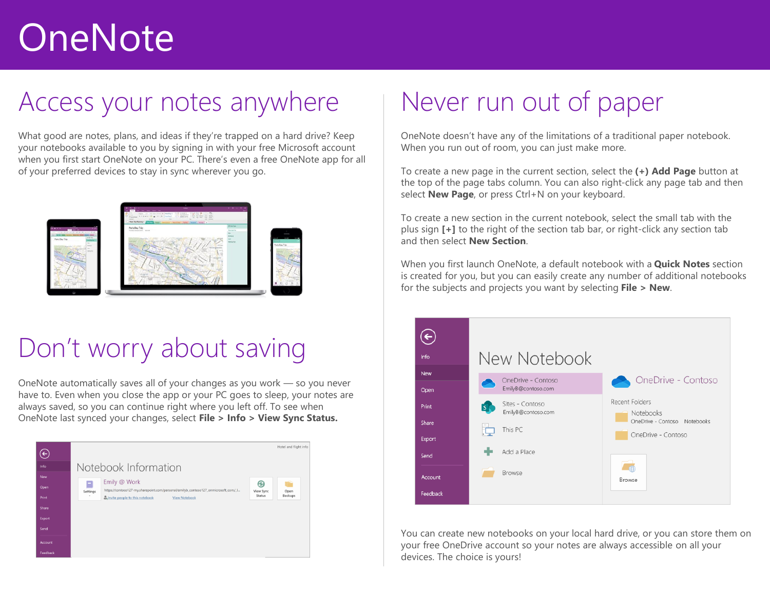# OneNote

## Access your notes anywhere

What good are notes, plans, and ideas if they're trapped on a hard drive? Keep your notebooks available to you by signing in with your free Microsoft account when you first start OneNote on your PC. There's even a free OneNote app for all of your preferred devices to stay in sync wherever you go.

## Don't worry about saving

OneNote automatically saves all of your changes as you work — so you never have to. Even when you close the app or your PC goes to sleep, your notes are always saved, so you can continue right where you left off. To see when OneNote last synced your changes, select **File > Info > View Sync Status.**

## Never run out of paper

OneNote doesn't have any of the limitations of a traditional paper notebook. When you run out of room, you can just make more.

To create a new page in the current section, select the **(+) Add Page** button at the top of the page tabs column. You can also right-click any page tab and then select **New Page**, or press Ctrl+N on your keyboard.

To create a new section in the current notebook, select the small tab with the plus sign **[+]** to the right of the section tab bar, or right-click any section tab and then select **New Section**.

When you first launch OneNote, a default notebook with a **Quick Notes** section is created for you, but you can easily create any number of additional notebooks for the subjects and projects you want by selecting **File > New**.

You can create new notebooks on your local hard drive, or you can store them on your free OneDrive account so your notes are always accessible on all your devices. The choice is yours!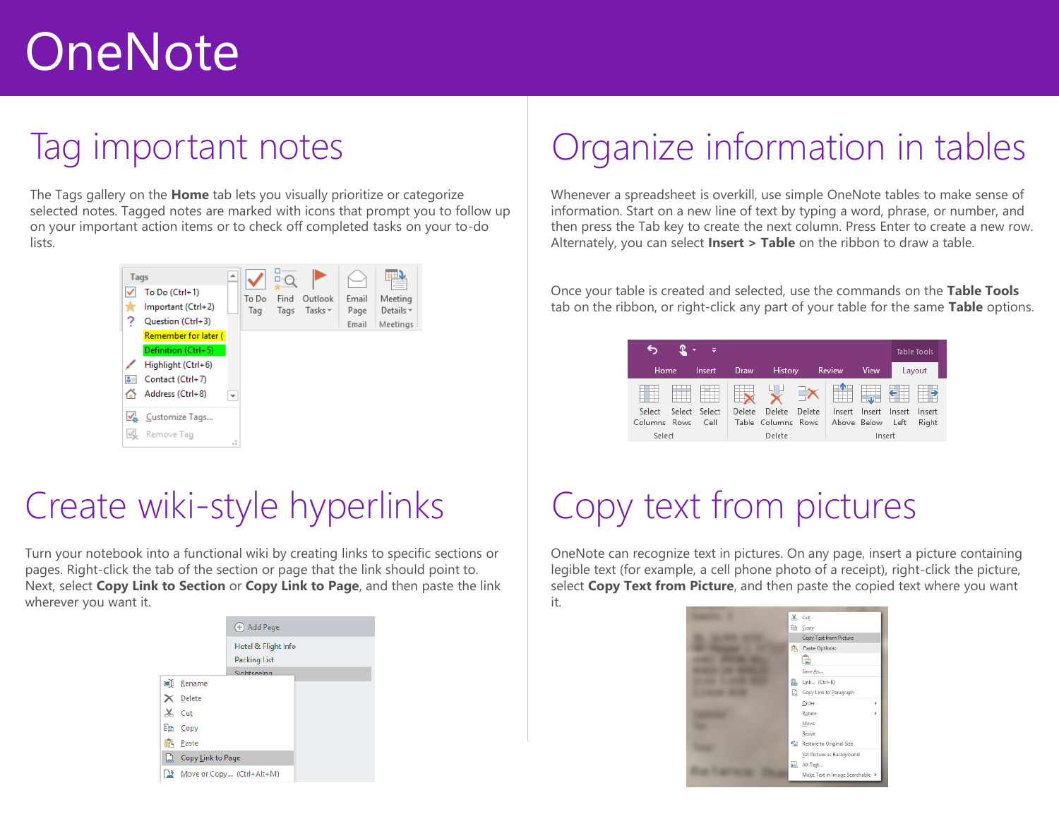# OneNote

## Tag important notes

The Tags gallery on the **Home** tab lets you visually prioritize or categorize selected notes. Tagged notes are marked with icons that prompt you to follow up on your important action items or to check off completed tasks on your to-do lists.

## Organize information in tables

Whenever a spreadsheet is overkill, use simple OneNote tables to make sense of information. Start on a new line of text by typing a word, phrase, or number, and then press the Tab key to create the next column. Press Enter to create a new row. Alternately, you can select **Insert > Table** on the ribbon to draw a table.

Once your table is created and selected, use the commands on the **Table Tools** tab on the ribbon, or right-click any part of your table for the same **Table** options.

## Create wiki-style hyperlinks

Turn your notebook into a functional wiki by creating links to specific sections or pages. Right-click the tab of the section or page that the link should point to. Next, select **Copy Link to Section** or **Copy Link to Page**, and then paste the link wherever you want it.

## Copy text from pictures

OneNote can recognize text in pictures. On any page, insert a picture containing legible text (for example, a cell phone photo of a receipt), right-click the picture, select **Copy Text from Picture**, and then paste the copied text where you want it.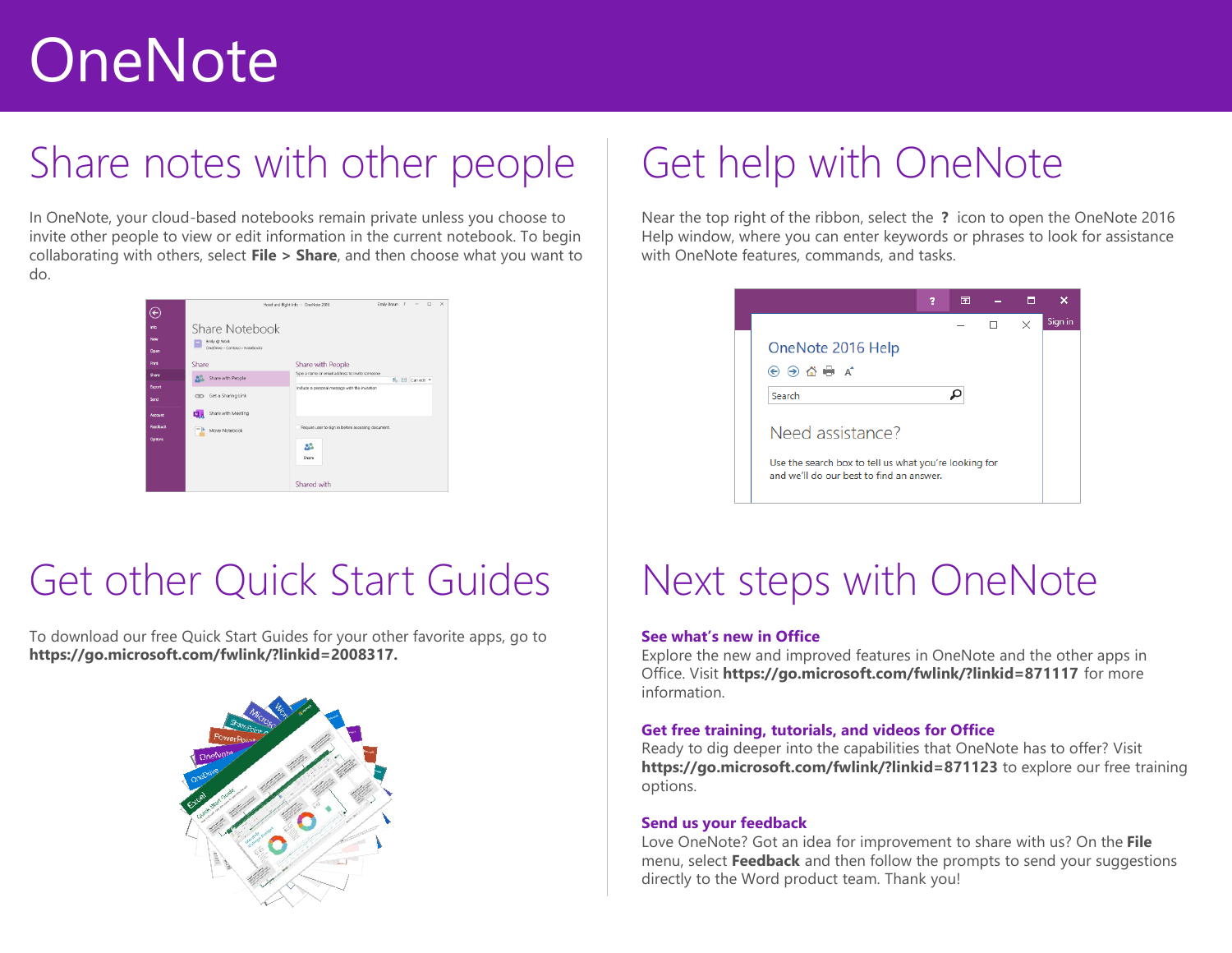# OneNote

## Share notes with other people

In OneNote, your cloud-based notebooks remain private unless you choose to invite other people to view or edit information in the current notebook. To begin collaborating with others, select **File > Share**, and then choose what you want to do.

## Get help with OneNote

Near the top right of the ribbon, select the **?** icon to open the OneNote 2016 Help window, where you can enter keywords or phrases to look for assistance with OneNote features, commands, and tasks.

## Get other Quick Start Guides

To download our free Quick Start Guides for your other favorite apps, go to **https://go.microsoft.com/fwlink/?linkid=2008317.**

## Next steps with OneNote

### See what's new in Office

Explore the new and improved features in OneNote and the other apps in Office. Visit **https://go.microsoft.com/fwlink/?linkid=871117** for more information.

### Get free training, tutorials, and videos for Office

Ready to dig deeper into the capabilities that OneNote has to offer? Visit **https://go.microsoft.com/fwlink/?linkid=871123** to explore our free training options.

### Send us your feedback

Love OneNote? Got an idea for improvement to share with us? On the **File** menu, select **Feedback** and then follow the prompts to send your suggestions directly to the Word product team. Thank you!